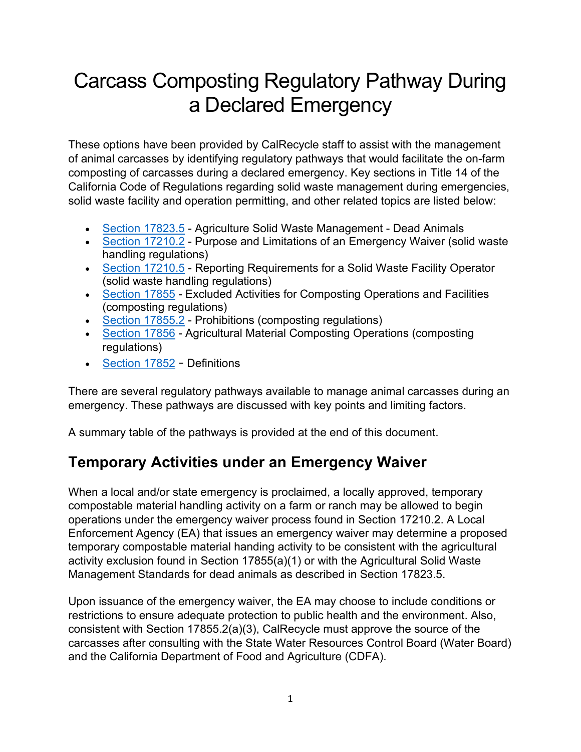# Carcass Composting Regulatory Pathway During a Declared Emergency

These options have been provided by CalRecycle staff to assist with the management of animal carcasses by identifying regulatory pathways that would facilitate the on-farm composting of carcasses during a declared emergency. Key sections in Title 14 of the California Code of Regulations regarding solid waste management during emergencies, solid waste facility and operation permitting, and other related topics are listed below:

- Section 17823.5 - Agriculture Solid Waste Management - Dead Animals
- Section 17210.2 - Purpose and Limitations of an Emergency Waiver (solid waste handling regulations)
- Section 17210.5 - Reporting Requirements for a Solid Waste Facility Operator (solid waste handling regulations)
- Section 17855 - Excluded Activities for Composting Operations and Facilities (composting regulations)
- Section 17855.2 - Prohibitions (composting regulations)
- Section 17856 - Agricultural Material Composting Operations (composting regulations)
- Section 17852 - Definitions

There are several regulatory pathways available to manage animal carcasses during an emergency. These pathways are discussed with key points and limiting factors.

A summary table of the pathways is provided at the end of this document.

## Temporary Activities under an Emergency Waiver

When a local and/or state emergency is proclaimed, a locally approved, temporary compostable material handling activity on a farm or ranch may be allowed to begin operations under the emergency waiver process found in Section 17210.2. A Local Enforcement Agency (EA) that issues an emergency waiver may determine a proposed temporary compostable material handing activity to be consistent with the agricultural activity exclusion found in Section 17855(a)(1) or with the Agricultural Solid Waste Management Standards for dead animals as described in Section 17823.5.

Upon issuance of the emergency waiver, the EA may choose to include conditions or restrictions to ensure adequate protection to public health and the environment. Also, consistent with Section 17855.2(a)(3), CalRecycle must approve the source of the carcasses after consulting with the State Water Resources Control Board (Water Board) and the California Department of Food and Agriculture (CDFA).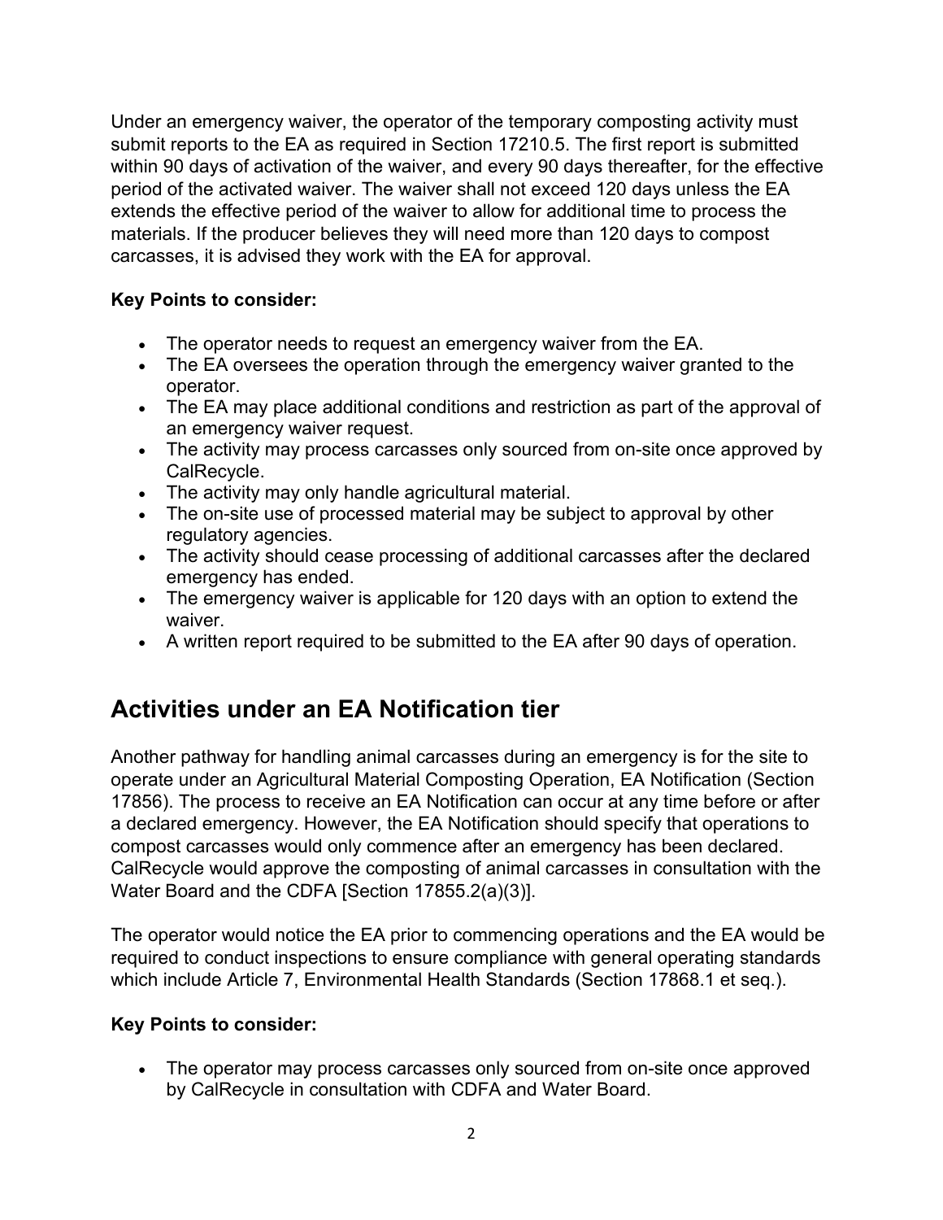Under an emergency waiver, the operator of the temporary composting activity must submit reports to the EA as required in Section 17210.5. The first report is submitted within 90 days of activation of the waiver, and every 90 days thereafter, for the effective period of the activated waiver. The waiver shall not exceed 120 days unless the EA extends the effective period of the waiver to allow for additional time to process the materials. If the producer believes they will need more than 120 days to compost carcasses, it is advised they work with the EA for approval.

**Key Points to consider:**

- The operator needs to request an emergency waiver from the EA.
- The EA oversees the operation through the emergency waiver granted to the operator.
- The EA may place additional conditions and restriction as part of the approval of an emergency waiver request.
- The activity may process carcasses only sourced from on-site once approved by CalRecycle.
- The activity may only handle agricultural material.
- The on-site use of processed material may be subject to approval by other regulatory agencies.
- The activity should cease processing of additional carcasses after the declared emergency has ended.
- The emergency waiver is applicable for 120 days with an option to extend the waiver.
- A written report required to be submitted to the EA after 90 days of operation.

## Activities under an EA Notification tier

Another pathway for handling animal carcasses during an emergency is for the site to operate under an Agricultural Material Composting Operation, EA Notification (Section 17856). The process to receive an EA Notification can occur at any time before or after a declared emergency. However, the EA Notification should specify that operations to compost carcasses would only commence after an emergency has been declared. CalRecycle would approve the composting of animal carcasses in consultation with the Water Board and the CDFA [Section 17855.2(a)(3)].

The operator would notice the EA prior to commencing operations and the EA would be required to conduct inspections to ensure compliance with general operating standards which include Article 7, Environmental Health Standards (Section 17868.1 et seq.).

**Key Points to consider:**

- The operator may process carcasses only sourced from on-site once approved by CalRecycle in consultation with CDFA and Water Board.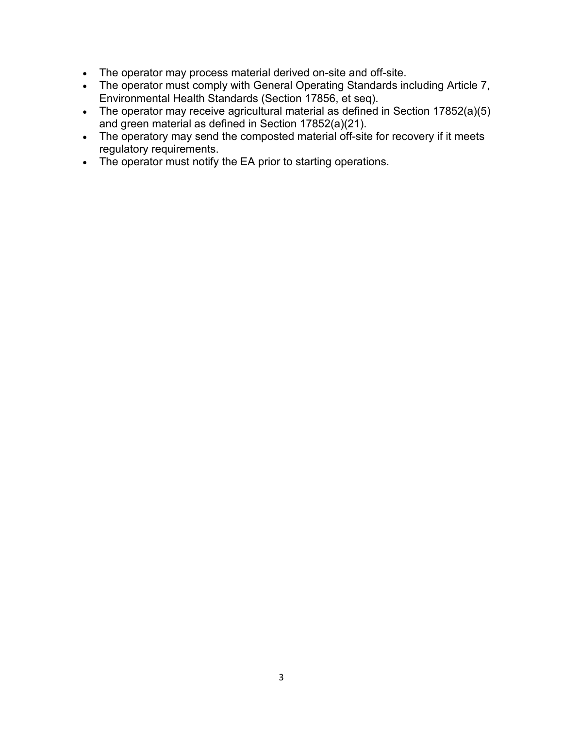- The operator may process material derived on-site and off-site.
- The operator must comply with General Operating Standards including Article 7, Environmental Health Standards (Section 17856, et seq).
- The operator may receive agricultural material as defined in Section 17852(a)(5) and green material as defined in Section 17852(a)(21).
- The operatory may send the composted material off-site for recovery if it meets regulatory requirements.
- The operator must notify the EA prior to starting operations.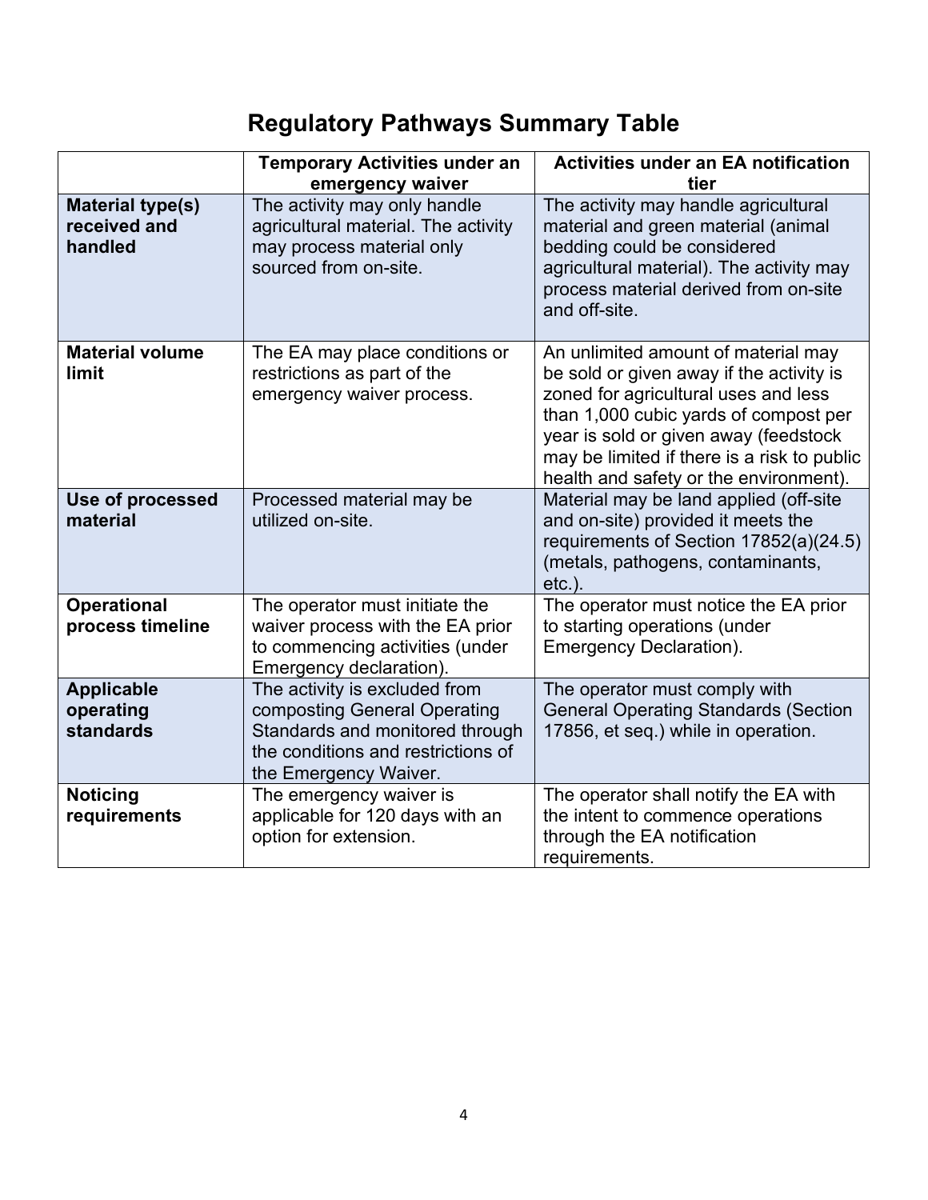# Regulatory Pathways Summary Table

| | Temporary Activities under an emergency waiver | Activities under an EA notification tier |
|---|---|---|
| **Material type(s) received and handled** | The activity may only handle agricultural material. The activity may process material only sourced from on-site. | The activity may handle agricultural material and green material (animal bedding could be considered agricultural material). The activity may process material derived from on-site and off-site. |
| **Material volume limit** | The EA may place conditions or restrictions as part of the emergency waiver process. | An unlimited amount of material may be sold or given away if the activity is zoned for agricultural uses and less than 1,000 cubic yards of compost per year is sold or given away (feedstock may be limited if there is a risk to public health and safety or the environment). |
| **Use of processed material** | Processed material may be utilized on-site. | Material may be land applied (off-site and on-site) provided it meets the requirements of Section 17852(a)(24.5) (metals, pathogens, contaminants, etc.). |
| **Operational process timeline** | The operator must initiate the waiver process with the EA prior to commencing activities (under Emergency declaration). | The operator must notice the EA prior to starting operations (under Emergency Declaration). |
| **Applicable operating standards** | The activity is excluded from composting General Operating Standards and monitored through the conditions and restrictions of the Emergency Waiver. | The operator must comply with General Operating Standards (Section 17856, et seq.) while in operation. |
| **Noticing requirements** | The emergency waiver is applicable for 120 days with an option for extension. | The operator shall notify the EA with the intent to commence operations through the EA notification requirements. |